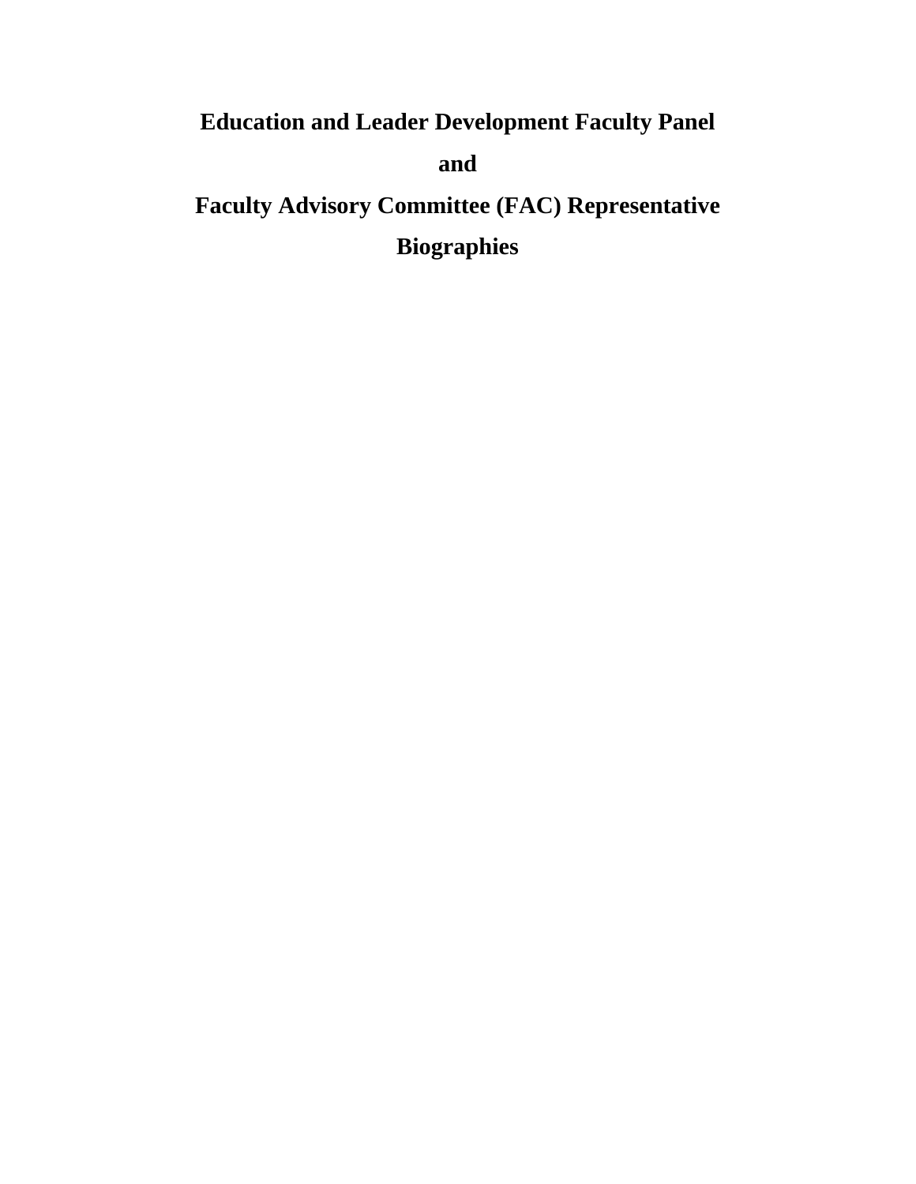# Education and Leader Development Faculty Panel

# and

# Faculty Advisory Committee (FAC) Representative

# Biographies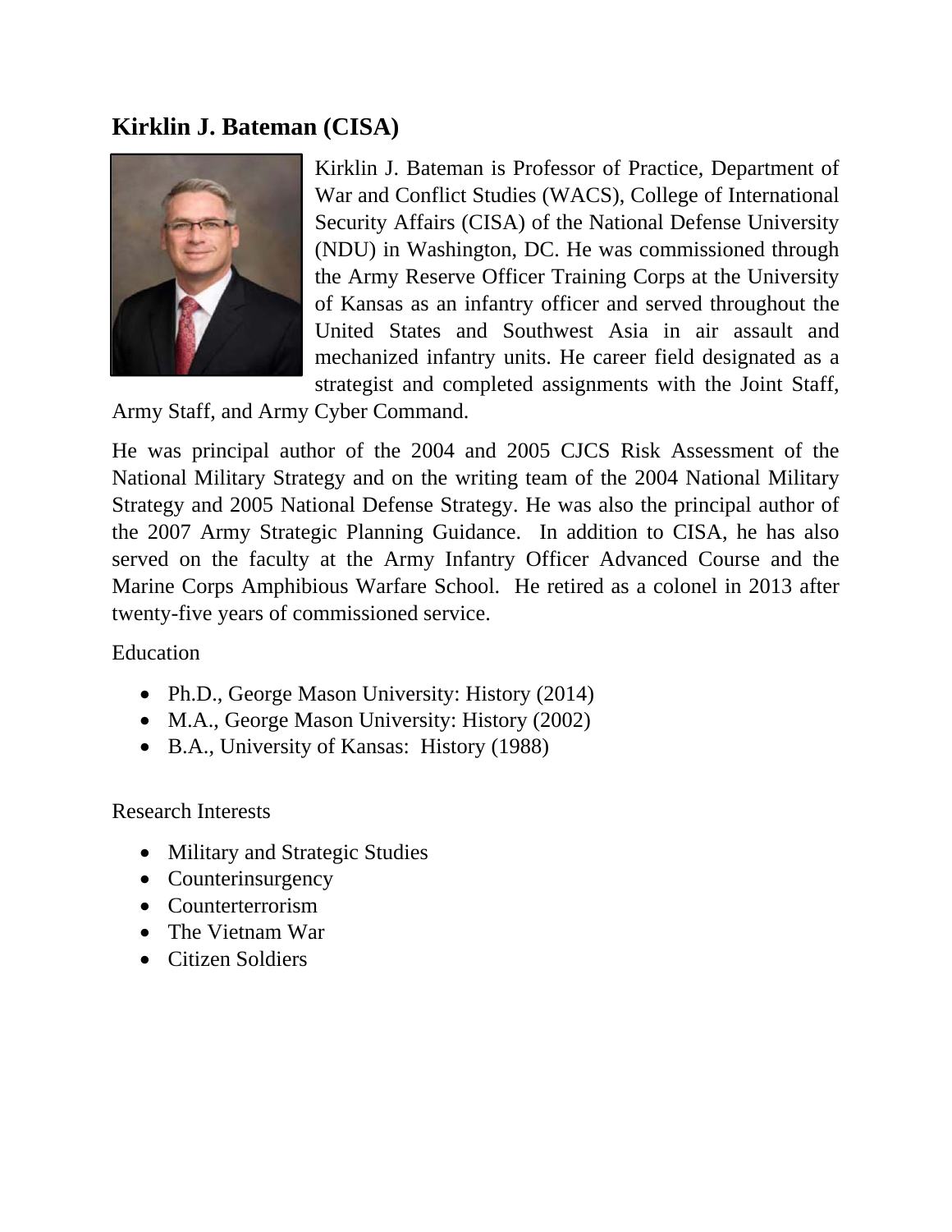## Kirklin J. Bateman (CISA)

Kirklin J. Bateman is Professor of Practice, Department of War and Conflict Studies (WACS), College of International Security Affairs (CISA) of the National Defense University (NDU) in Washington, DC. He was commissioned through the Army Reserve Officer Training Corps at the University of Kansas as an infantry officer and served throughout the United States and Southwest Asia in air assault and mechanized infantry units. He career field designated as a strategist and completed assignments with the Joint Staff, Army Staff, and Army Cyber Command.

He was principal author of the 2004 and 2005 CJCS Risk Assessment of the National Military Strategy and on the writing team of the 2004 National Military Strategy and 2005 National Defense Strategy. He was also the principal author of the 2007 Army Strategic Planning Guidance. In addition to CISA, he has also served on the faculty at the Army Infantry Officer Advanced Course and the Marine Corps Amphibious Warfare School. He retired as a colonel in 2013 after twenty-five years of commissioned service.

Education

- Ph.D., George Mason University: History (2014)
- M.A., George Mason University: History (2002)
- B.A., University of Kansas: History (1988)

Research Interests

- Military and Strategic Studies
- Counterinsurgency
- Counterterrorism
- The Vietnam War
- Citizen Soldiers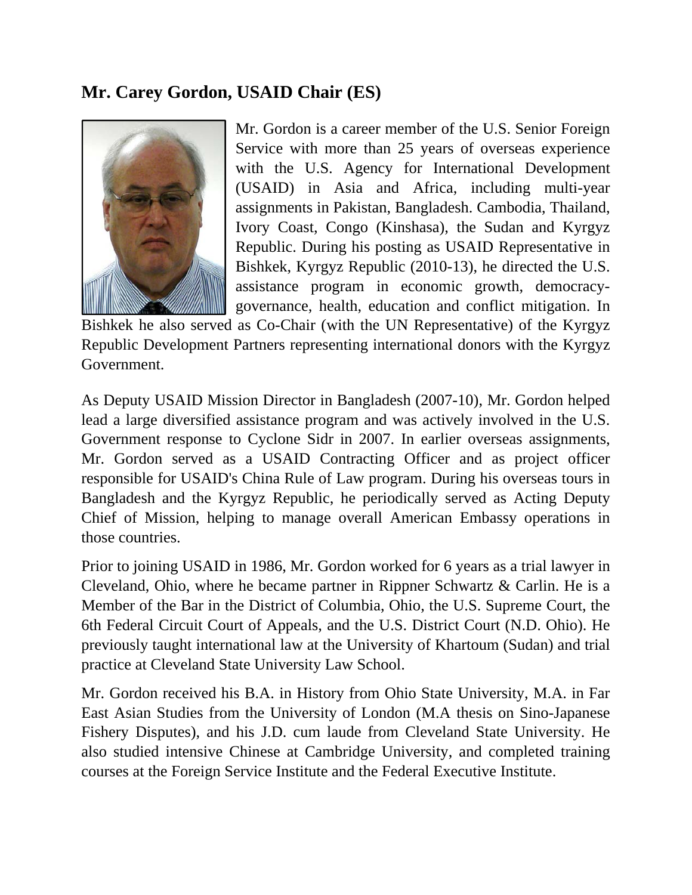## Mr. Carey Gordon, USAID Chair (ES)

Mr. Gordon is a career member of the U.S. Senior Foreign Service with more than 25 years of overseas experience with the U.S. Agency for International Development (USAID) in Asia and Africa, including multi-year assignments in Pakistan, Bangladesh. Cambodia, Thailand, Ivory Coast, Congo (Kinshasa), the Sudan and Kyrgyz Republic. During his posting as USAID Representative in Bishkek, Kyrgyz Republic (2010-13), he directed the U.S. assistance program in economic growth, democracy-governance, health, education and conflict mitigation. In Bishkek he also served as Co-Chair (with the UN Representative) of the Kyrgyz Republic Development Partners representing international donors with the Kyrgyz Government.

As Deputy USAID Mission Director in Bangladesh (2007-10), Mr. Gordon helped lead a large diversified assistance program and was actively involved in the U.S. Government response to Cyclone Sidr in 2007. In earlier overseas assignments, Mr. Gordon served as a USAID Contracting Officer and as project officer responsible for USAID's China Rule of Law program. During his overseas tours in Bangladesh and the Kyrgyz Republic, he periodically served as Acting Deputy Chief of Mission, helping to manage overall American Embassy operations in those countries.

Prior to joining USAID in 1986, Mr. Gordon worked for 6 years as a trial lawyer in Cleveland, Ohio, where he became partner in Rippner Schwartz & Carlin. He is a Member of the Bar in the District of Columbia, Ohio, the U.S. Supreme Court, the 6th Federal Circuit Court of Appeals, and the U.S. District Court (N.D. Ohio). He previously taught international law at the University of Khartoum (Sudan) and trial practice at Cleveland State University Law School.

Mr. Gordon received his B.A. in History from Ohio State University, M.A. in Far East Asian Studies from the University of London (M.A thesis on Sino-Japanese Fishery Disputes), and his J.D. cum laude from Cleveland State University. He also studied intensive Chinese at Cambridge University, and completed training courses at the Foreign Service Institute and the Federal Executive Institute.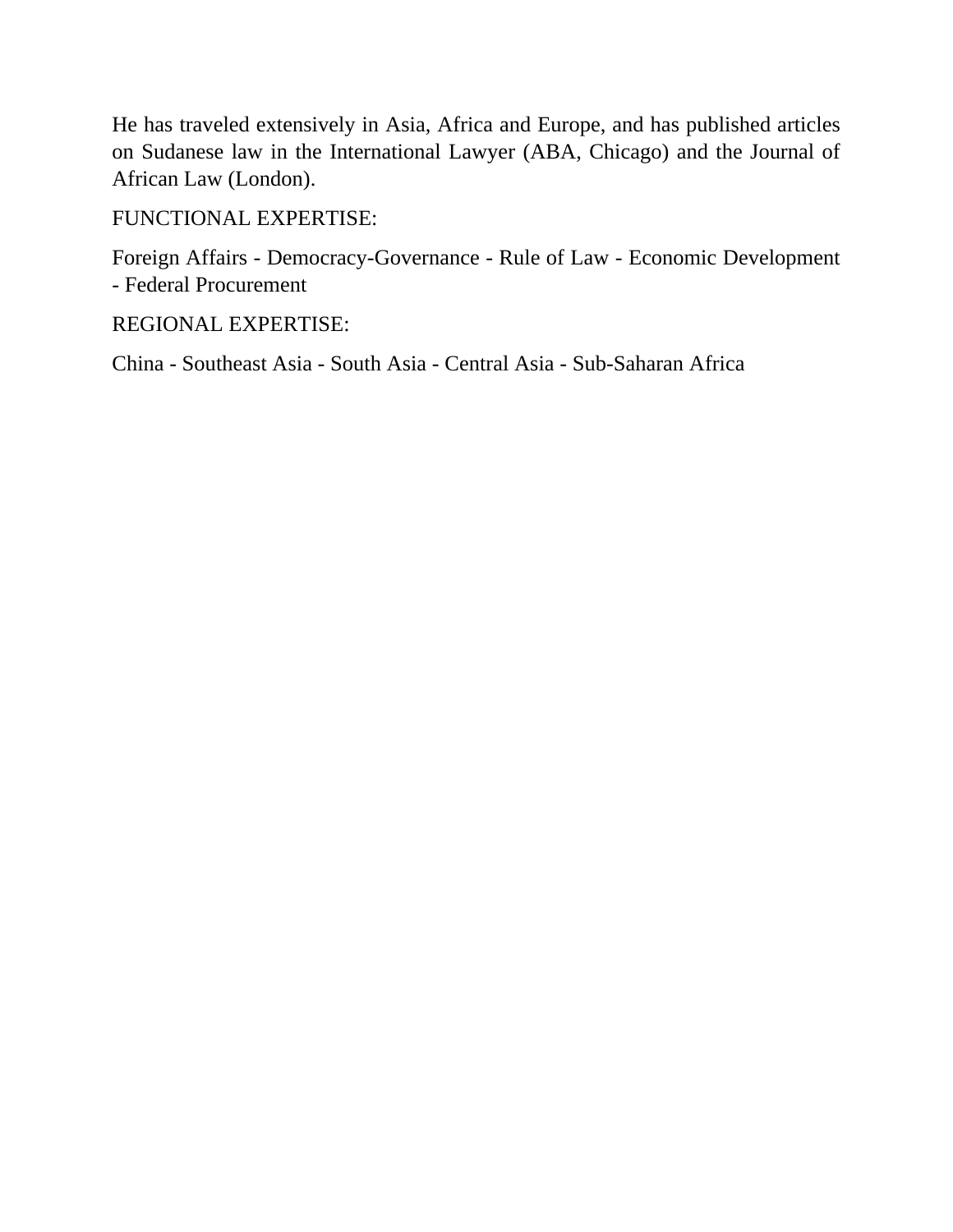He has traveled extensively in Asia, Africa and Europe, and has published articles on Sudanese law in the International Lawyer (ABA, Chicago) and the Journal of African Law (London).

FUNCTIONAL EXPERTISE:

Foreign Affairs - Democracy-Governance - Rule of Law - Economic Development - Federal Procurement

REGIONAL EXPERTISE:

China - Southeast Asia - South Asia - Central Asia - Sub-Saharan Africa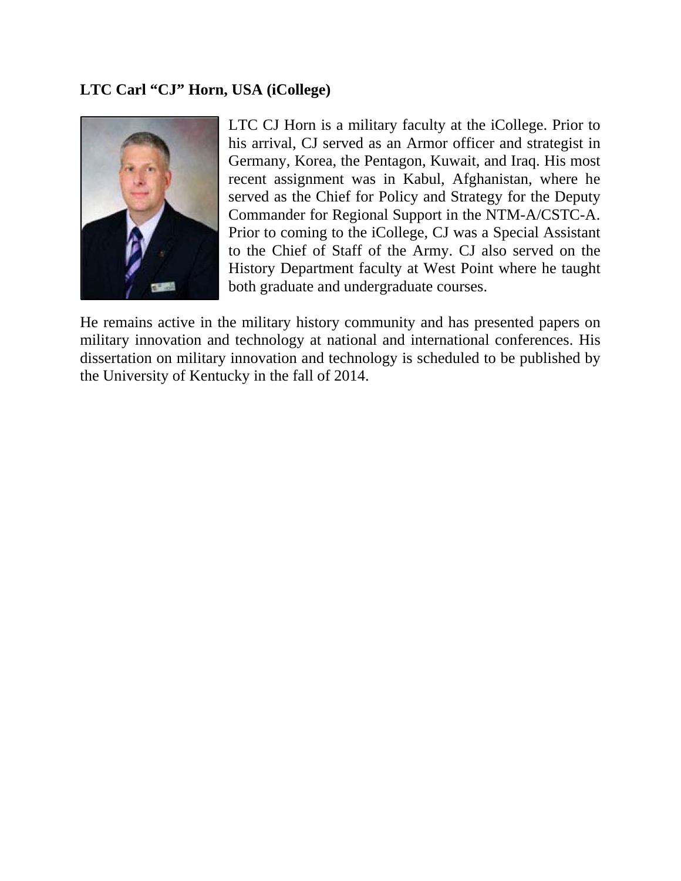**LTC Carl "CJ" Horn, USA (iCollege)**

LTC CJ Horn is a military faculty at the iCollege. Prior to his arrival, CJ served as an Armor officer and strategist in Germany, Korea, the Pentagon, Kuwait, and Iraq. His most recent assignment was in Kabul, Afghanistan, where he served as the Chief for Policy and Strategy for the Deputy Commander for Regional Support in the NTM-A/CSTC-A. Prior to coming to the iCollege, CJ was a Special Assistant to the Chief of Staff of the Army. CJ also served on the History Department faculty at West Point where he taught both graduate and undergraduate courses.

He remains active in the military history community and has presented papers on military innovation and technology at national and international conferences. His dissertation on military innovation and technology is scheduled to be published by the University of Kentucky in the fall of 2014.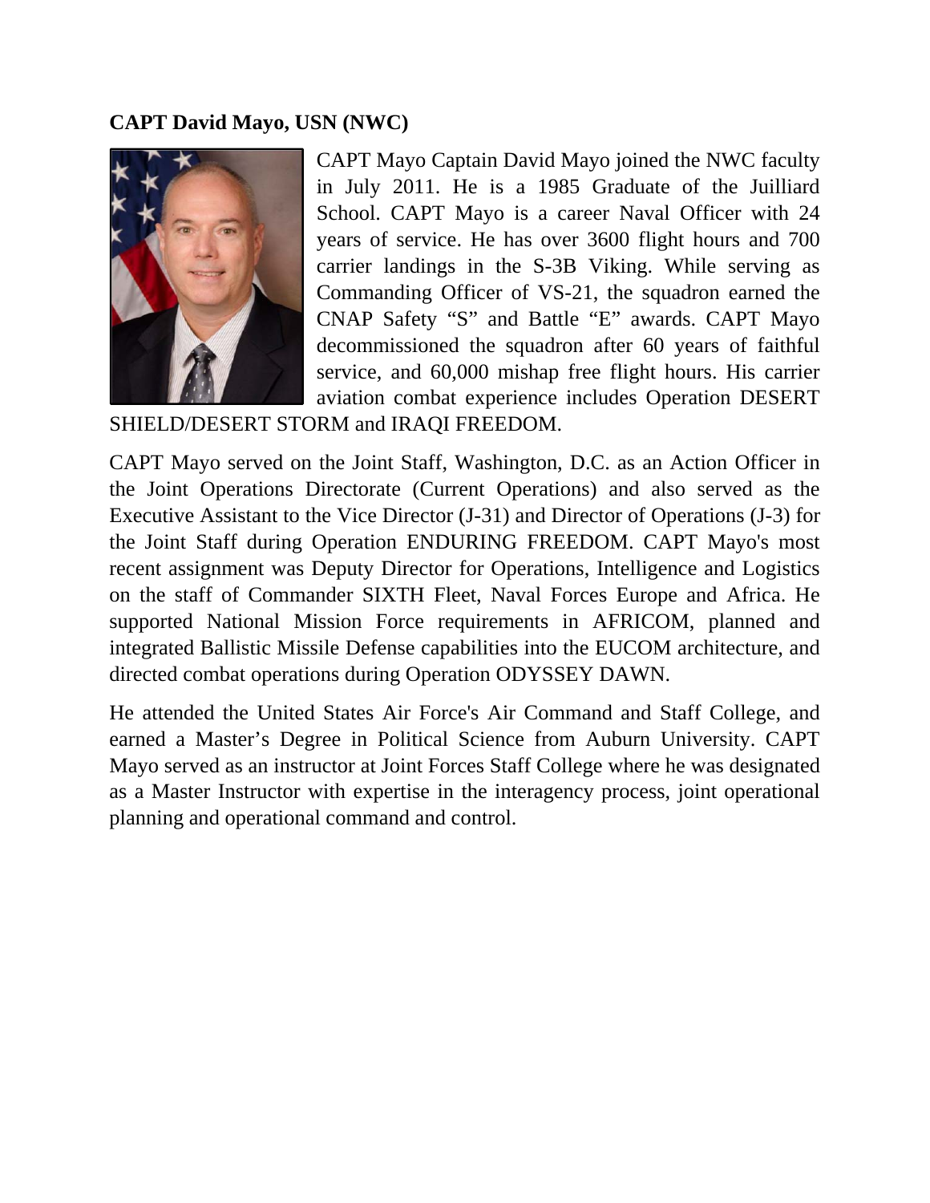**CAPT David Mayo, USN (NWC)**

CAPT Mayo Captain David Mayo joined the NWC faculty in July 2011. He is a 1985 Graduate of the Juilliard School. CAPT Mayo is a career Naval Officer with 24 years of service. He has over 3600 flight hours and 700 carrier landings in the S-3B Viking. While serving as Commanding Officer of VS-21, the squadron earned the CNAP Safety "S" and Battle "E" awards. CAPT Mayo decommissioned the squadron after 60 years of faithful service, and 60,000 mishap free flight hours. His carrier aviation combat experience includes Operation DESERT SHIELD/DESERT STORM and IRAQI FREEDOM.

CAPT Mayo served on the Joint Staff, Washington, D.C. as an Action Officer in the Joint Operations Directorate (Current Operations) and also served as the Executive Assistant to the Vice Director (J-31) and Director of Operations (J-3) for the Joint Staff during Operation ENDURING FREEDOM. CAPT Mayo's most recent assignment was Deputy Director for Operations, Intelligence and Logistics on the staff of Commander SIXTH Fleet, Naval Forces Europe and Africa. He supported National Mission Force requirements in AFRICOM, planned and integrated Ballistic Missile Defense capabilities into the EUCOM architecture, and directed combat operations during Operation ODYSSEY DAWN.

He attended the United States Air Force's Air Command and Staff College, and earned a Master's Degree in Political Science from Auburn University. CAPT Mayo served as an instructor at Joint Forces Staff College where he was designated as a Master Instructor with expertise in the interagency process, joint operational planning and operational command and control.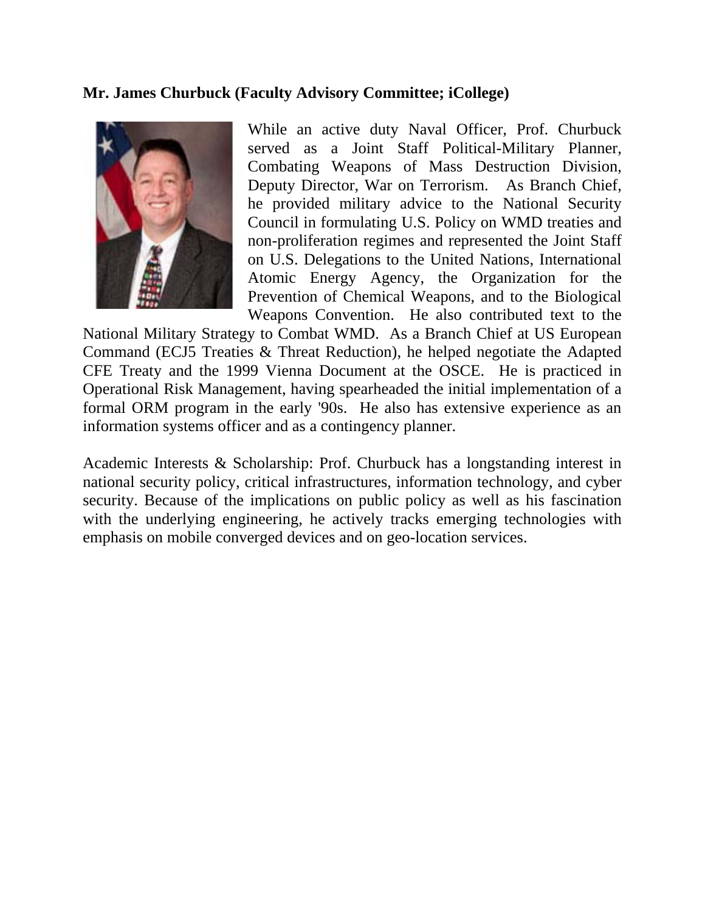**Mr. James Churbuck (Faculty Advisory Committee; iCollege)**

While an active duty Naval Officer, Prof. Churbuck served as a Joint Staff Political-Military Planner, Combating Weapons of Mass Destruction Division, Deputy Director, War on Terrorism. As Branch Chief, he provided military advice to the National Security Council in formulating U.S. Policy on WMD treaties and non-proliferation regimes and represented the Joint Staff on U.S. Delegations to the United Nations, International Atomic Energy Agency, the Organization for the Prevention of Chemical Weapons, and to the Biological Weapons Convention. He also contributed text to the National Military Strategy to Combat WMD. As a Branch Chief at US European Command (ECJ5 Treaties & Threat Reduction), he helped negotiate the Adapted CFE Treaty and the 1999 Vienna Document at the OSCE. He is practiced in Operational Risk Management, having spearheaded the initial implementation of a formal ORM program in the early '90s. He also has extensive experience as an information systems officer and as a contingency planner.

Academic Interests & Scholarship: Prof. Churbuck has a longstanding interest in national security policy, critical infrastructures, information technology, and cyber security. Because of the implications on public policy as well as his fascination with the underlying engineering, he actively tracks emerging technologies with emphasis on mobile converged devices and on geo-location services.